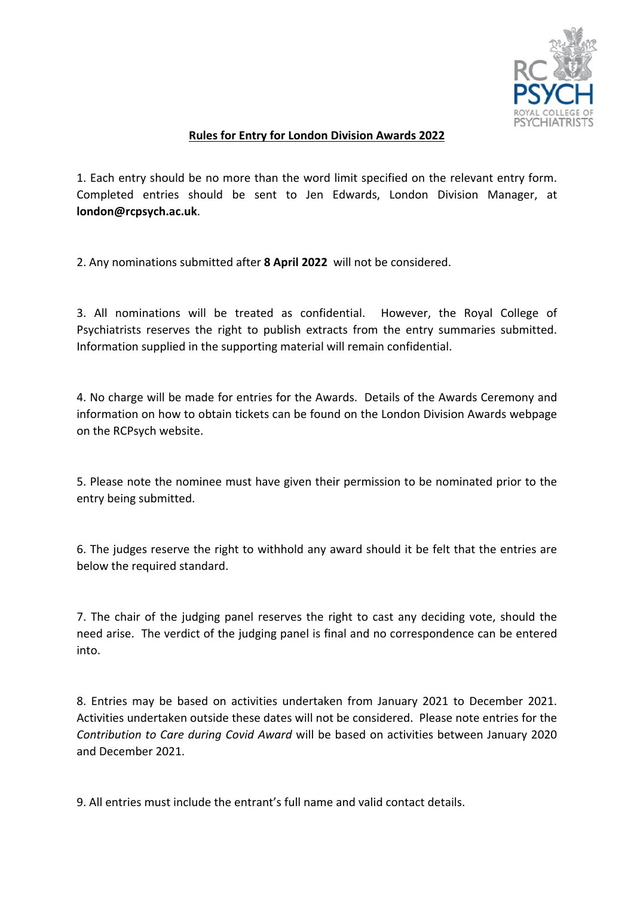# Rules for Entry for London Division Awards 2022

1. Each entry should be no more than the word limit specified on the relevant entry form. Completed entries should be sent to Jen Edwards, London Division Manager, at **london@rcpsych.ac.uk**.

2. Any nominations submitted after **8 April 2022** will not be considered.

3. All nominations will be treated as confidential. However, the Royal College of Psychiatrists reserves the right to publish extracts from the entry summaries submitted. Information supplied in the supporting material will remain confidential.

4. No charge will be made for entries for the Awards. Details of the Awards Ceremony and information on how to obtain tickets can be found on the London Division Awards webpage on the RCPsych website.

5. Please note the nominee must have given their permission to be nominated prior to the entry being submitted.

6. The judges reserve the right to withhold any award should it be felt that the entries are below the required standard.

7. The chair of the judging panel reserves the right to cast any deciding vote, should the need arise. The verdict of the judging panel is final and no correspondence can be entered into.

8. Entries may be based on activities undertaken from January 2021 to December 2021. Activities undertaken outside these dates will not be considered. Please note entries for the *Contribution to Care during Covid Award* will be based on activities between January 2020 and December 2021.

9. All entries must include the entrant's full name and valid contact details.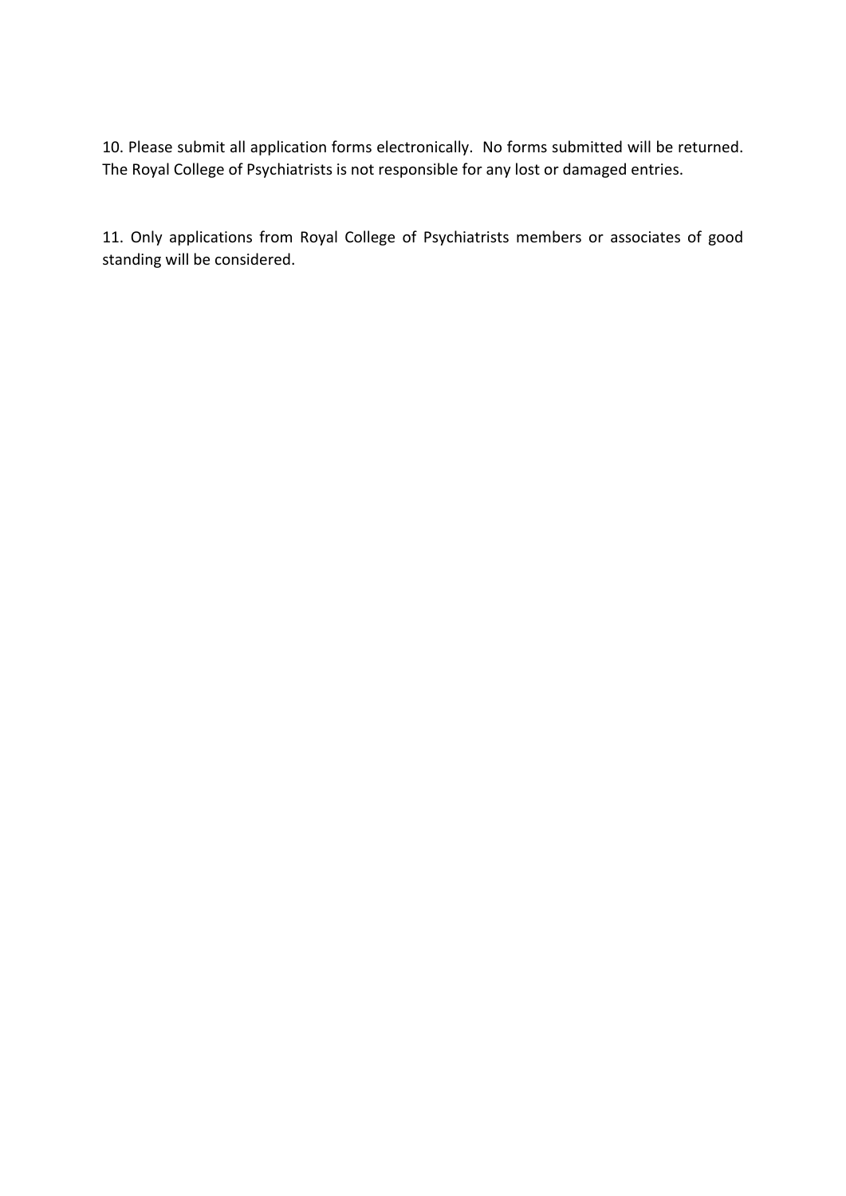10. Please submit all application forms electronically. No forms submitted will be returned. The Royal College of Psychiatrists is not responsible for any lost or damaged entries.

11. Only applications from Royal College of Psychiatrists members or associates of good standing will be considered.